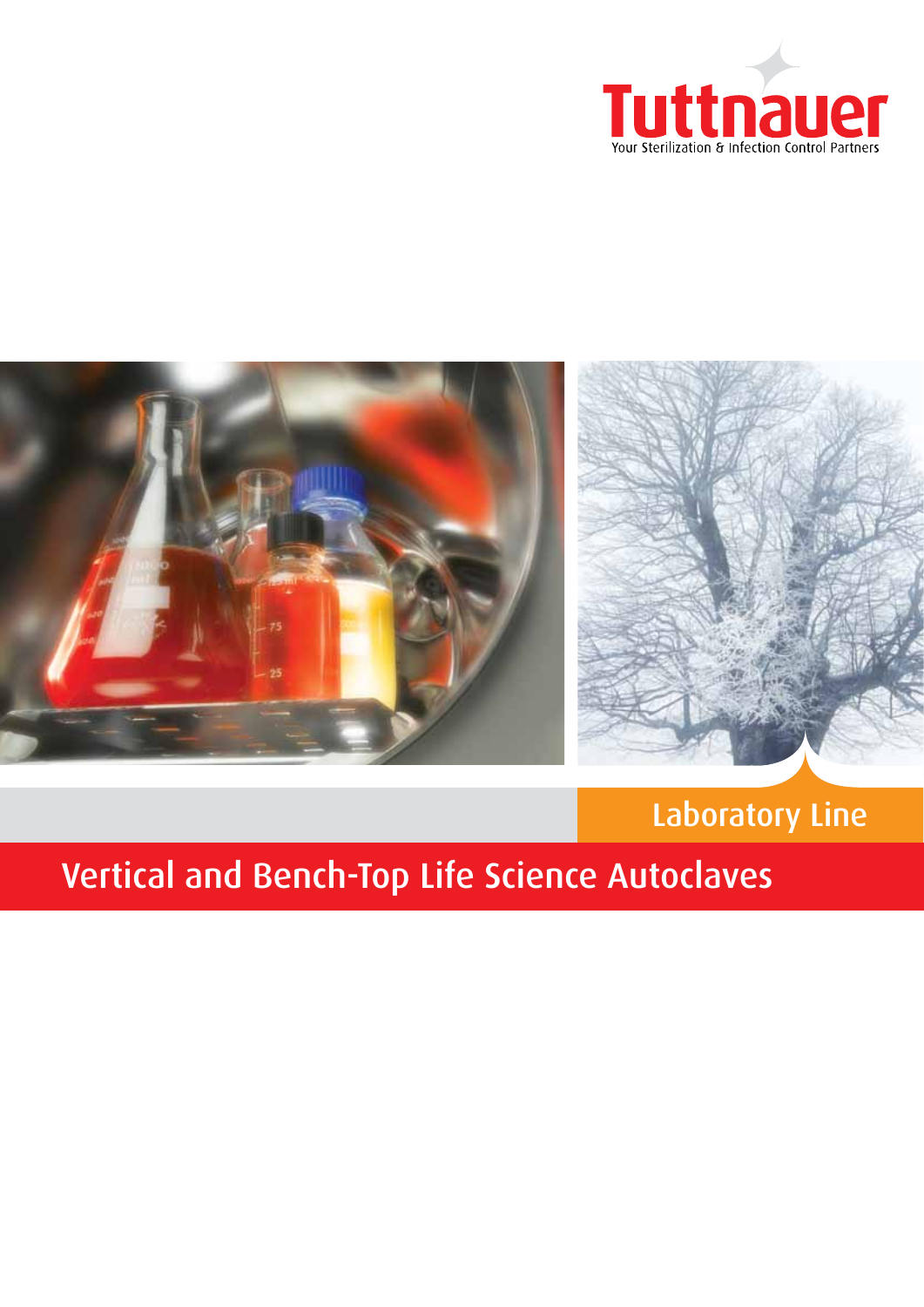Tuttnauer

Your Sterilization & Infection Control Partners

Laboratory Line

# Vertical and Bench-Top Life Science Autoclaves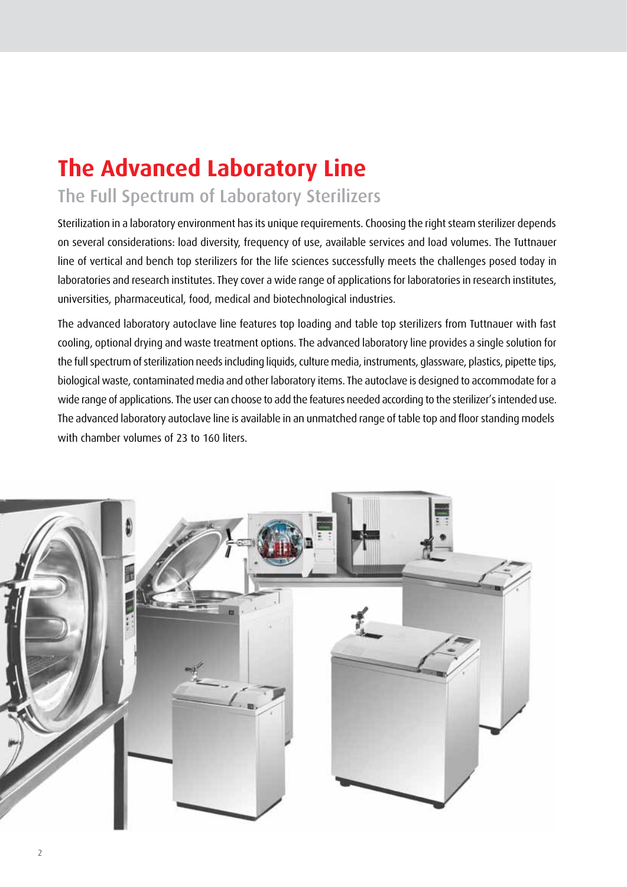# The Advanced Laboratory Line

## The Full Spectrum of Laboratory Sterilizers

Sterilization in a laboratory environment has its unique requirements. Choosing the right steam sterilizer depends on several considerations: load diversity, frequency of use, available services and load volumes. The Tuttnauer line of vertical and bench top sterilizers for the life sciences successfully meets the challenges posed today in laboratories and research institutes. They cover a wide range of applications for laboratories in research institutes, universities, pharmaceutical, food, medical and biotechnological industries.

The advanced laboratory autoclave line features top loading and table top sterilizers from Tuttnauer with fast cooling, optional drying and waste treatment options. The advanced laboratory line provides a single solution for the full spectrum of sterilization needs including liquids, culture media, instruments, glassware, plastics, pipette tips, biological waste, contaminated media and other laboratory items. The autoclave is designed to accommodate for a wide range of applications. The user can choose to add the features needed according to the sterilizer's intended use. The advanced laboratory autoclave line is available in an unmatched range of table top and floor standing models with chamber volumes of 23 to 160 liters.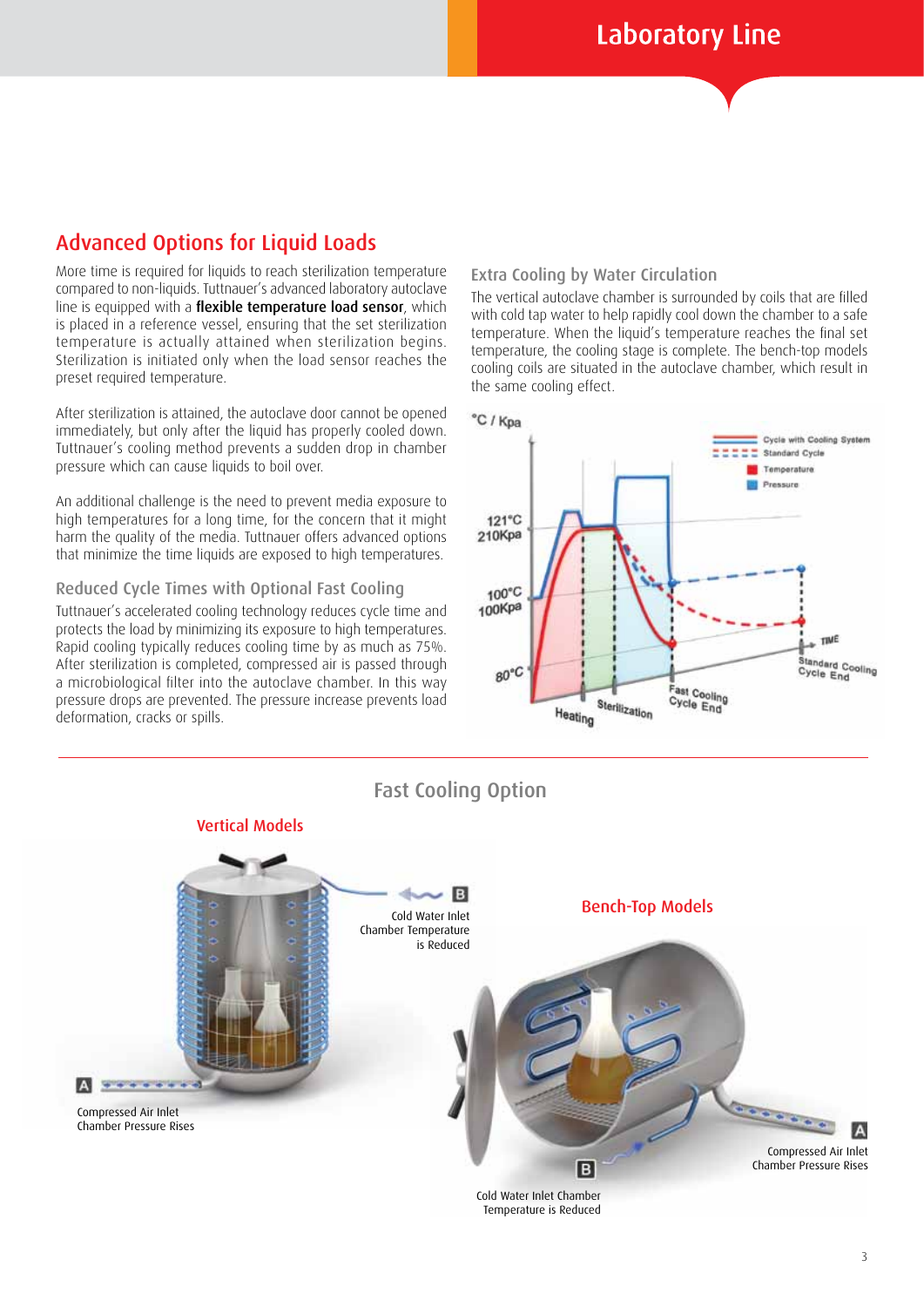## Advanced Options for Liquid Loads

More time is required for liquids to reach sterilization temperature compared to non-liquids. Tuttnauer's advanced laboratory autoclave line is equipped with a **flexible temperature load sensor**, which is placed in a reference vessel, ensuring that the set sterilization temperature is actually attained when sterilization begins. Sterilization is initiated only when the load sensor reaches the preset required temperature.

After sterilization is attained, the autoclave door cannot be opened immediately, but only after the liquid has properly cooled down. Tuttnauer's cooling method prevents a sudden drop in chamber pressure which can cause liquids to boil over.

An additional challenge is the need to prevent media exposure to high temperatures for a long time, for the concern that it might harm the quality of the media. Tuttnauer offers advanced options that minimize the time liquids are exposed to high temperatures.

### Reduced Cycle Times with Optional Fast Cooling

Tuttnauer's accelerated cooling technology reduces cycle time and protects the load by minimizing its exposure to high temperatures. Rapid cooling typically reduces cooling time by as much as 75%. After sterilization is completed, compressed air is passed through a microbiological filter into the autoclave chamber. In this way pressure drops are prevented. The pressure increase prevents load deformation, cracks or spills.

### Extra Cooling by Water Circulation

The vertical autoclave chamber is surrounded by coils that are filled with cold tap water to help rapidly cool down the chamber to a safe temperature. When the liquid's temperature reaches the final set temperature, the cooling stage is complete. The bench-top models cooling coils are situated in the autoclave chamber, which result in the same cooling effect.

°C / Kpa

121°C 210Kpa

100°C 100Kpa

80°C

Cycle with Cooling System
Standard Cycle
Temperature
Pressure

Heating
Sterilization
Fast Cooling Cycle End
Standard Cooling Cycle End
TIME

## Fast Cooling Option

### Vertical Models

B Cold Water Inlet Chamber Temperature is Reduced

A Compressed Air Inlet Chamber Pressure Rises

### Bench-Top Models

B Cold Water Inlet Chamber Temperature is Reduced

A Compressed Air Inlet Chamber Pressure Rises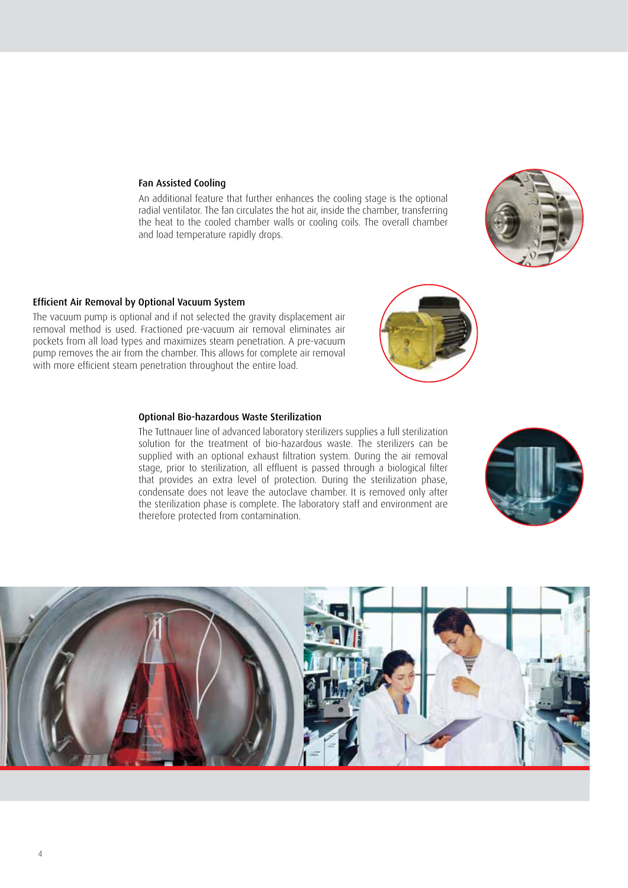### Fan Assisted Cooling

An additional feature that further enhances the cooling stage is the optional radial ventilator. The fan circulates the hot air, inside the chamber, transferring the heat to the cooled chamber walls or cooling coils. The overall chamber and load temperature rapidly drops.

### Efficient Air Removal by Optional Vacuum System

The vacuum pump is optional and if not selected the gravity displacement air removal method is used. Fractioned pre-vacuum air removal eliminates air pockets from all load types and maximizes steam penetration. A pre-vacuum pump removes the air from the chamber. This allows for complete air removal with more efficient steam penetration throughout the entire load.

### Optional Bio-hazardous Waste Sterilization

The Tuttnauer line of advanced laboratory sterilizers supplies a full sterilization solution for the treatment of bio-hazardous waste. The sterilizers can be supplied with an optional exhaust filtration system. During the air removal stage, prior to sterilization, all effluent is passed through a biological filter that provides an extra level of protection. During the sterilization phase, condensate does not leave the autoclave chamber. It is removed only after the sterilization phase is complete. The laboratory staff and environment are therefore protected from contamination.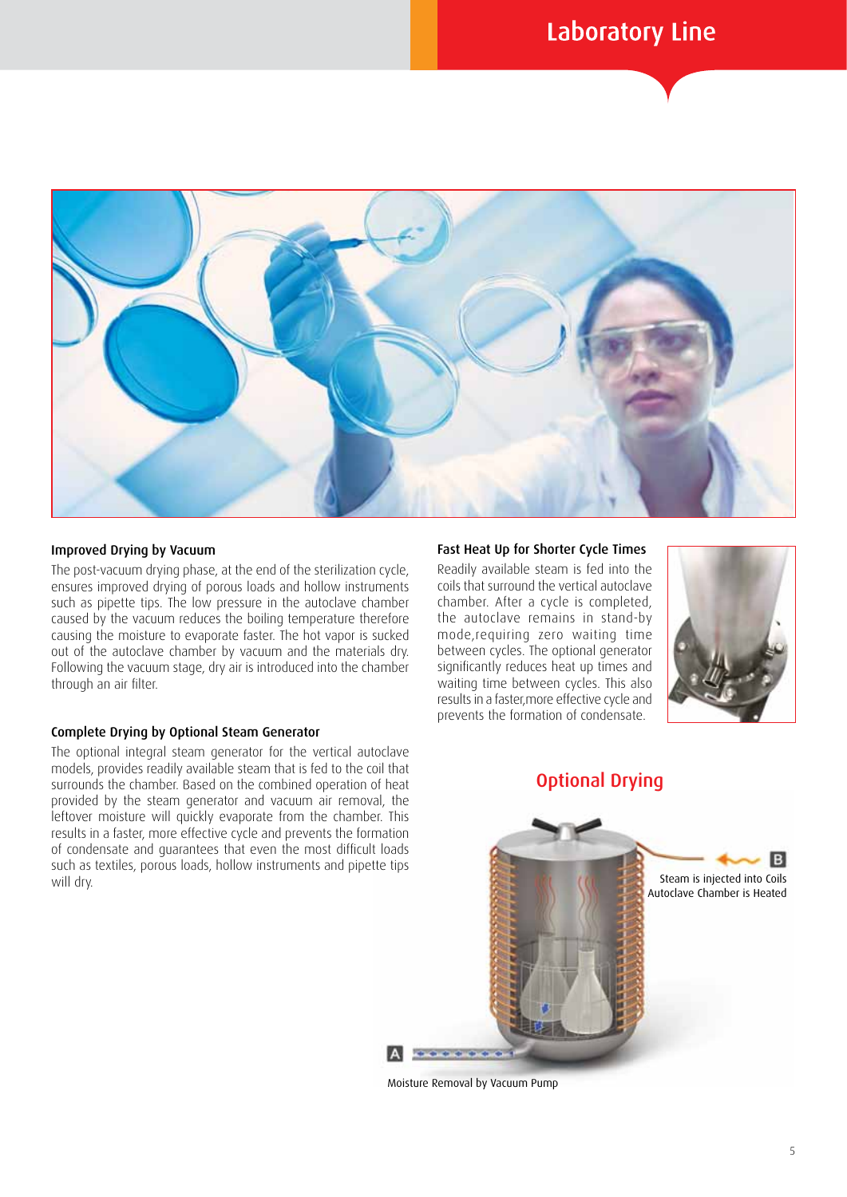## Improved Drying by Vacuum

The post-vacuum drying phase, at the end of the sterilization cycle, ensures improved drying of porous loads and hollow instruments such as pipette tips. The low pressure in the autoclave chamber caused by the vacuum reduces the boiling temperature therefore causing the moisture to evaporate faster. The hot vapor is sucked out of the autoclave chamber by vacuum and the materials dry. Following the vacuum stage, dry air is introduced into the chamber through an air filter.

## Complete Drying by Optional Steam Generator

The optional integral steam generator for the vertical autoclave models, provides readily available steam that is fed to the coil that surrounds the chamber. Based on the combined operation of heat provided by the steam generator and vacuum air removal, the leftover moisture will quickly evaporate from the chamber. This results in a faster, more effective cycle and prevents the formation of condensate and guarantees that even the most difficult loads such as textiles, porous loads, hollow instruments and pipette tips will dry.

## Fast Heat Up for Shorter Cycle Times

Readily available steam is fed into the coils that surround the vertical autoclave chamber. After a cycle is completed, the autoclave remains in stand-by mode, requiring zero waiting time between cycles. The optional generator significantly reduces heat up times and waiting time between cycles. This also results in a faster, more effective cycle and prevents the formation of condensate.

## Optional Drying

B — Steam is injected into Coils Autoclave Chamber is Heated

A — Moisture Removal by Vacuum Pump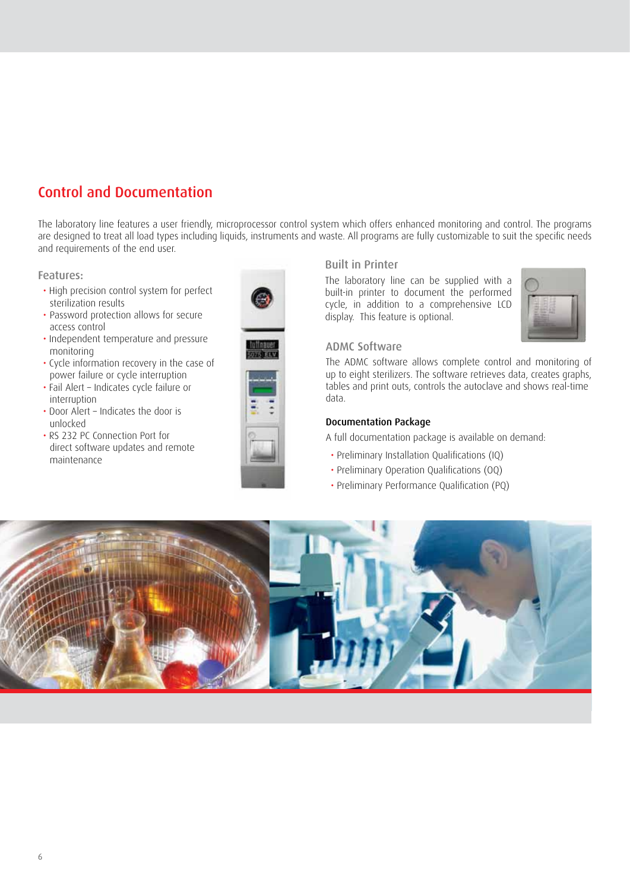## Control and Documentation

The laboratory line features a user friendly, microprocessor control system which offers enhanced monitoring and control. The programs are designed to treat all load types including liquids, instruments and waste. All programs are fully customizable to suit the specific needs and requirements of the end user.

### Features:

- High precision control system for perfect sterilization results
- Password protection allows for secure access control
- Independent temperature and pressure monitoring
- Cycle information recovery in the case of power failure or cycle interruption
- Fail Alert – Indicates cycle failure or interruption
- Door Alert – Indicates the door is unlocked
- RS 232 PC Connection Port for direct software updates and remote maintenance

### Built in Printer

The laboratory line can be supplied with a built-in printer to document the performed cycle, in addition to a comprehensive LCD display. This feature is optional.

### ADMC Software

The ADMC software allows complete control and monitoring of up to eight sterilizers. The software retrieves data, creates graphs, tables and print outs, controls the autoclave and shows real-time data.

**Documentation Package**

A full documentation package is available on demand:

- Preliminary Installation Qualifications (IQ)
- Preliminary Operation Qualifications (OQ)
- Preliminary Performance Qualification (PQ)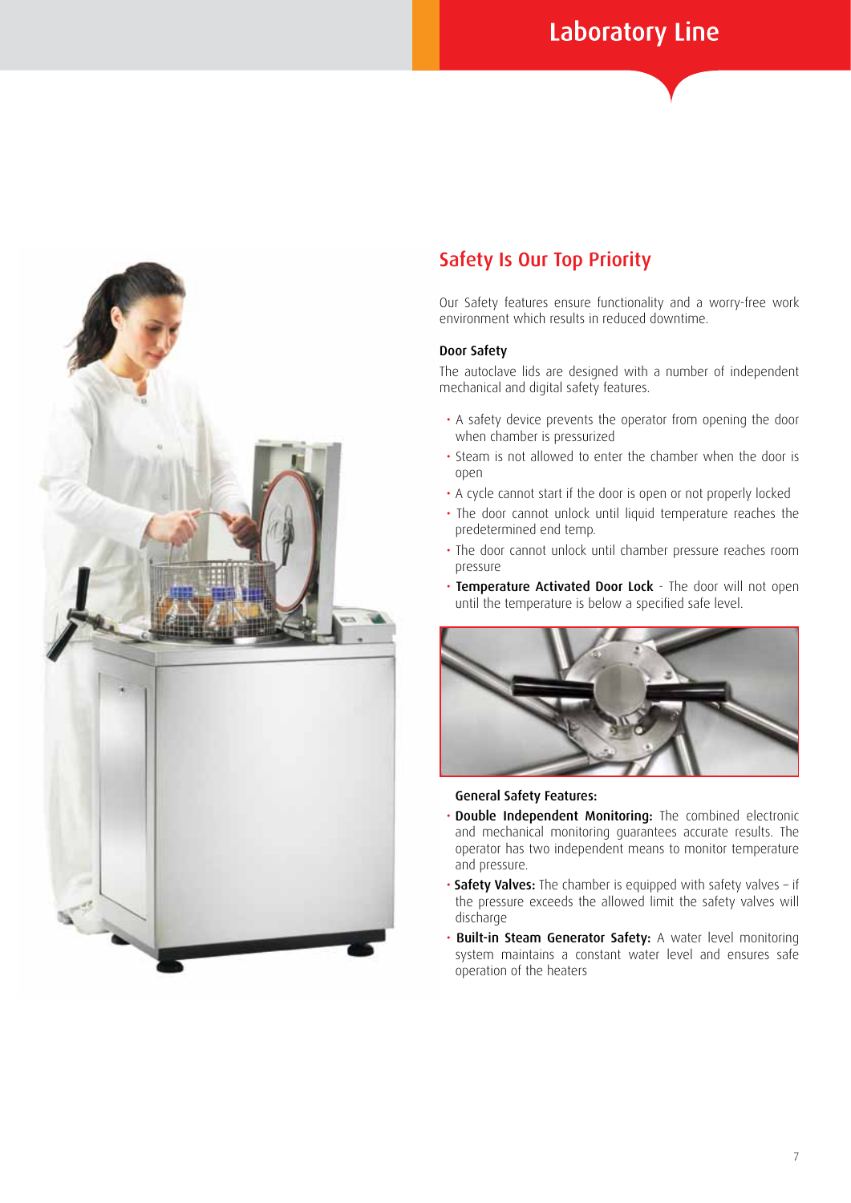# Safety Is Our Top Priority

Our Safety features ensure functionality and a worry-free work environment which results in reduced downtime.

### Door Safety

The autoclave lids are designed with a number of independent mechanical and digital safety features.

- A safety device prevents the operator from opening the door when chamber is pressurized
- Steam is not allowed to enter the chamber when the door is open
- A cycle cannot start if the door is open or not properly locked
- The door cannot unlock until liquid temperature reaches the predetermined end temp.
- The door cannot unlock until chamber pressure reaches room pressure
- **Temperature Activated Door Lock** - The door will not open until the temperature is below a specified safe level.

### General Safety Features:

- **Double Independent Monitoring:** The combined electronic and mechanical monitoring guarantees accurate results. The operator has two independent means to monitor temperature and pressure.
- **Safety Valves:** The chamber is equipped with safety valves – if the pressure exceeds the allowed limit the safety valves will discharge
- **Built-in Steam Generator Safety:** A water level monitoring system maintains a constant water level and ensures safe operation of the heaters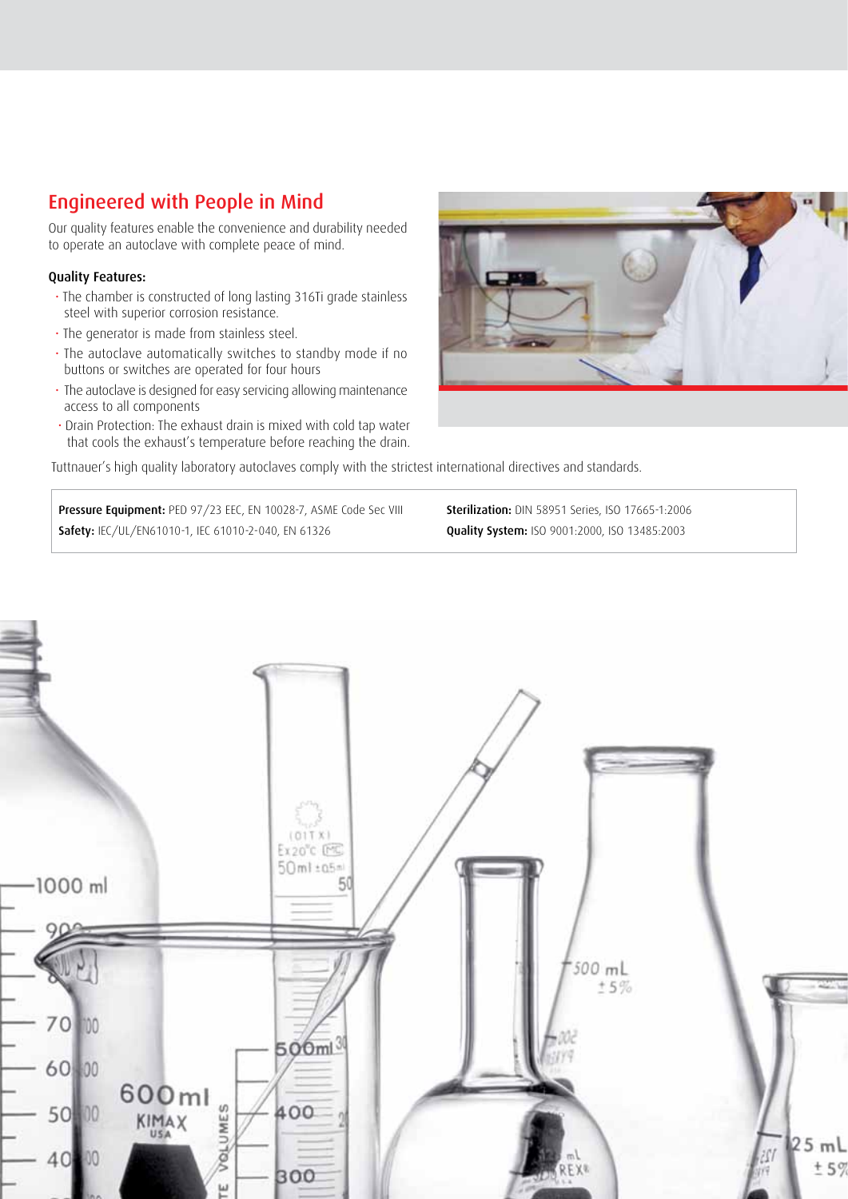## Engineered with People in Mind

Our quality features enable the convenience and durability needed to operate an autoclave with complete peace of mind.

### Quality Features:

- The chamber is constructed of long lasting 316Ti grade stainless steel with superior corrosion resistance.
- The generator is made from stainless steel.
- The autoclave automatically switches to standby mode if no buttons or switches are operated for four hours
- The autoclave is designed for easy servicing allowing maintenance access to all components
- Drain Protection: The exhaust drain is mixed with cold tap water that cools the exhaust's temperature before reaching the drain.

Tuttnauer's high quality laboratory autoclaves comply with the strictest international directives and standards.

**Pressure Equipment:** PED 97/23 EEC, EN 10028-7, ASME Code Sec VIII
**Safety:** IEC/UL/EN61010-1, IEC 61010-2-040, EN 61326
**Sterilization:** DIN 58951 Series, ISO 17665-1:2006
**Quality System:** ISO 9001:2000, ISO 13485:2003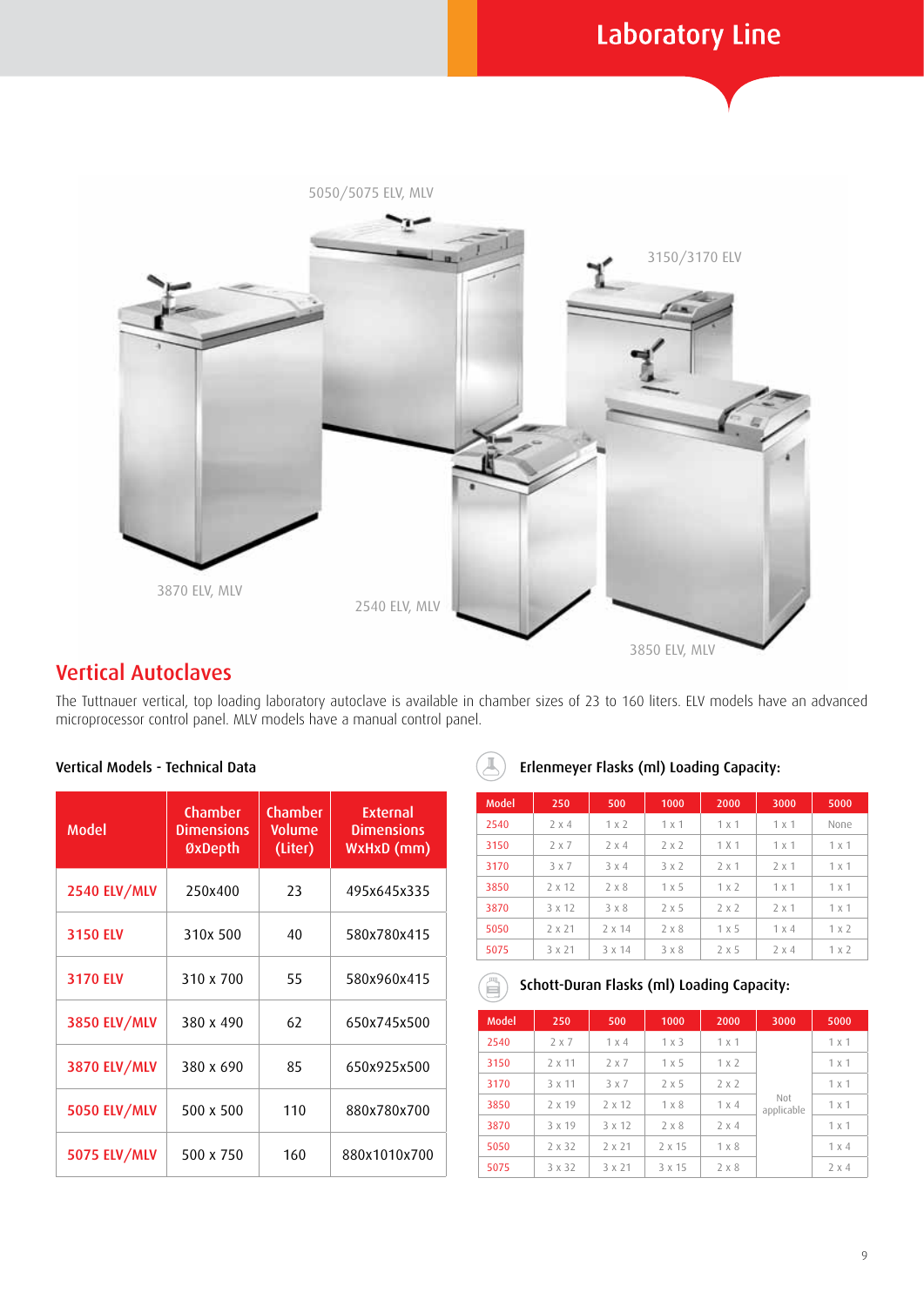# Laboratory Line

5050/5075 ELV, MLV

3150/3170 ELV

3870 ELV, MLV

2540 ELV, MLV

3850 ELV, MLV

## Vertical Autoclaves

The Tuttnauer vertical, top loading laboratory autoclave is available in chamber sizes of 23 to 160 liters. ELV models have an advanced microprocessor control panel. MLV models have a manual control panel.

### Vertical Models - Technical Data

| Model | Chamber Dimensions ØxDepth | Chamber Volume (Liter) | External Dimensions WxHxD (mm) |
|---|---|---|---|
| 2540 ELV/MLV | 250x400 | 23 | 495x645x335 |
| 3150 ELV | 310x 500 | 40 | 580x780x415 |
| 3170 ELV | 310 x 700 | 55 | 580x960x415 |
| 3850 ELV/MLV | 380 x 490 | 62 | 650x745x500 |
| 3870 ELV/MLV | 380 x 690 | 85 | 650x925x500 |
| 5050 ELV/MLV | 500 x 500 | 110 | 880x780x700 |
| 5075 ELV/MLV | 500 x 750 | 160 | 880x1010x700 |

### Erlenmeyer Flasks (ml) Loading Capacity:

| Model | 250 | 500 | 1000 | 2000 | 3000 | 5000 |
|---|---|---|---|---|---|---|
| 2540 | 2 x 4 | 1 x 2 | 1 x 1 | 1 x 1 | 1 x 1 | None |
| 3150 | 2 x 7 | 2 x 4 | 2 x 2 | 1 X 1 | 1 x 1 | 1 x 1 |
| 3170 | 3 x 7 | 3 x 4 | 3 x 2 | 2 x 1 | 2 x 1 | 1 x 1 |
| 3850 | 2 x 12 | 2 x 8 | 1 x 5 | 1 x 2 | 1 x 1 | 1 x 1 |
| 3870 | 3 x 12 | 3 x 8 | 2 x 5 | 2 x 2 | 2 x 1 | 1 x 1 |
| 5050 | 2 x 21 | 2 x 14 | 2 x 8 | 1 x 5 | 1 x 4 | 1 x 2 |
| 5075 | 3 x 21 | 3 x 14 | 3 x 8 | 2 x 5 | 2 x 4 | 1 x 2 |

### Schott-Duran Flasks (ml) Loading Capacity:

| Model | 250 | 500 | 1000 | 2000 | 3000 | 5000 |
|---|---|---|---|---|---|---|
| 2540 | 2 x 7 | 1 x 4 | 1 x 3 | 1 x 1 | Not applicable | 1 x 1 |
| 3150 | 2 x 11 | 2 x 7 | 1 x 5 | 1 x 2 | | 1 x 1 |
| 3170 | 3 x 11 | 3 x 7 | 2 x 5 | 2 x 2 | | 1 x 1 |
| 3850 | 2 x 19 | 2 x 12 | 1 x 8 | 1 x 4 | | 1 x 1 |
| 3870 | 3 x 19 | 3 x 12 | 2 x 8 | 2 x 4 | | 1 x 1 |
| 5050 | 2 x 32 | 2 x 21 | 2 x 15 | 1 x 8 | | 1 x 4 |
| 5075 | 3 x 32 | 3 x 21 | 3 x 15 | 2 x 8 | | 2 x 4 |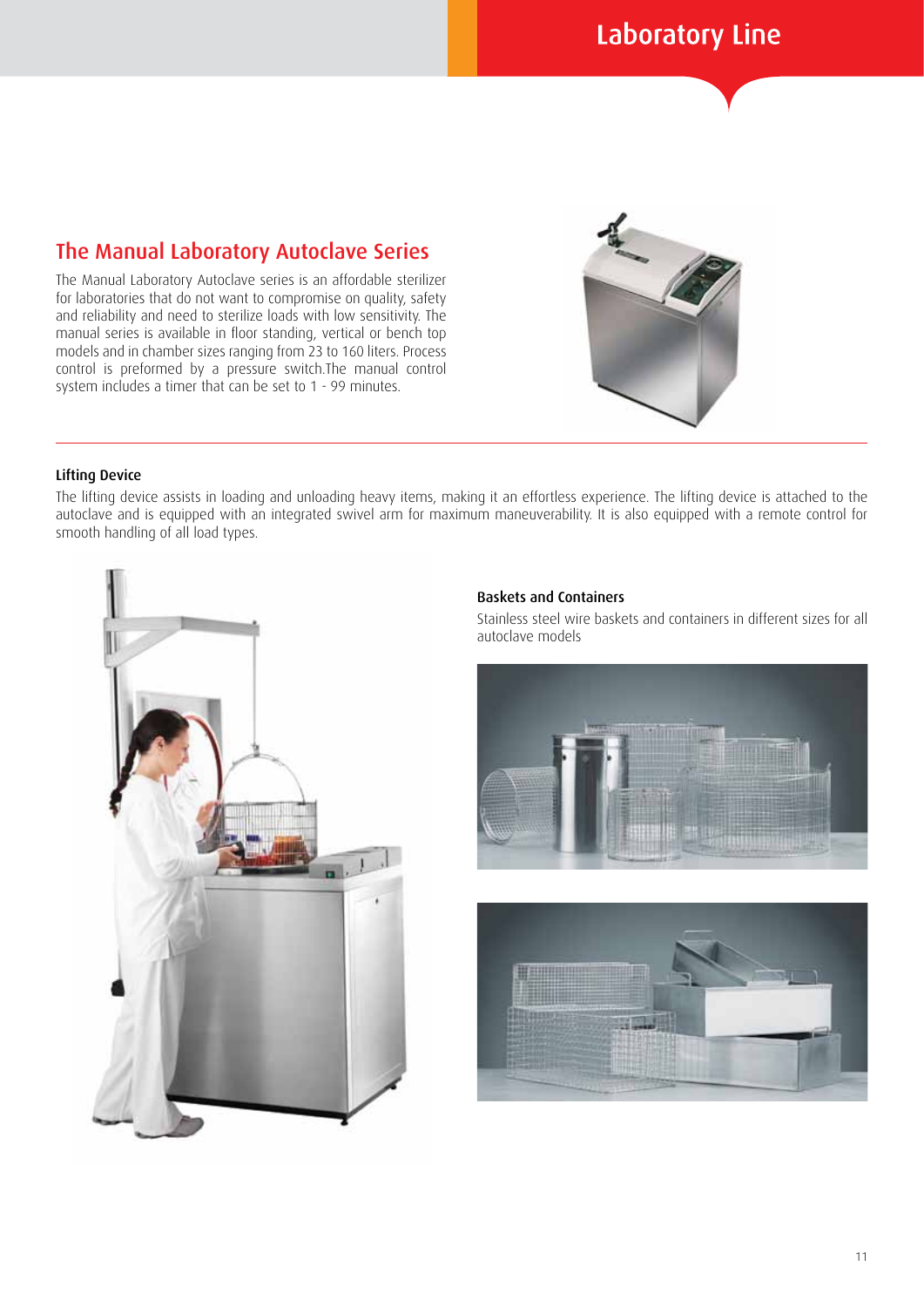## The Manual Laboratory Autoclave Series

The Manual Laboratory Autoclave series is an affordable sterilizer for laboratories that do not want to compromise on quality, safety and reliability and need to sterilize loads with low sensitivity. The manual series is available in floor standing, vertical or bench top models and in chamber sizes ranging from 23 to 160 liters. Process control is preformed by a pressure switch.The manual control system includes a timer that can be set to 1 - 99 minutes.

### Lifting Device

The lifting device assists in loading and unloading heavy items, making it an effortless experience. The lifting device is attached to the autoclave and is equipped with an integrated swivel arm for maximum maneuverability. It is also equipped with a remote control for smooth handling of all load types.

### Baskets and Containers

Stainless steel wire baskets and containers in different sizes for all autoclave models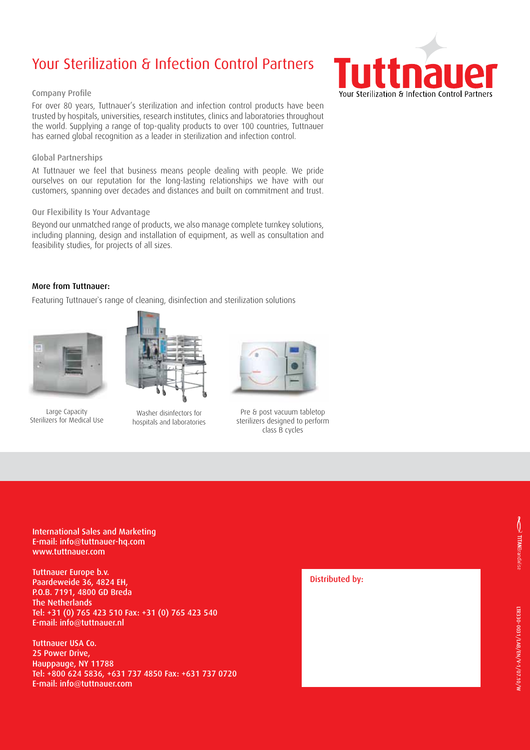# Your Sterilization & Infection Control Partners

**Tuttnauer**
Your Sterilization & Infection Control Partners

## Company Profile

For over 80 years, Tuttnauer's sterilization and infection control products have been trusted by hospitals, universities, research institutes, clinics and laboratories throughout the world. Supplying a range of top-quality products to over 100 countries, Tuttnauer has earned global recognition as a leader in sterilization and infection control.

## Global Partnerships

At Tuttnauer we feel that business means people dealing with people. We pride ourselves on our reputation for the long-lasting relationships we have with our customers, spanning over decades and distances and built on commitment and trust.

## Our Flexibility Is Your Advantage

Beyond our unmatched range of products, we also manage complete turnkey solutions, including planning, design and installation of equipment, as well as consultation and feasibility studies, for projects of all sizes.

### More from Tuttnauer:

Featuring Tuttnauer`s range of cleaning, disinfection and sterilization solutions

Large Capacity Sterilizers for Medical Use

Washer disinfectors for hospitals and laboratories

Pre & post vacuum tabletop sterilizers designed to perform class B cycles

International Sales and Marketing
E-mail: info@tuttnauer-hq.com
www.tuttnauer.com

Tuttnauer Europe b.v.
Paardeweide 36, 4824 EH,
P.O.B. 7191, 4800 GD Breda
The Netherlands
Tel: +31 (0) 765 423 510 Fax: +31 (0) 765 423 540
E-mail: info@tuttnauer.nl

Tuttnauer USA Co.
25 Power Drive,
Hauppauge, NY 11788
Tel: +800 624 5836, +631 737 4850 Fax: +631 737 0720
E-mail: info@tuttnauer.com

Distributed by:

TITANBrandWise

LTR330-0031/LAB/EN/V-1/07.10/W